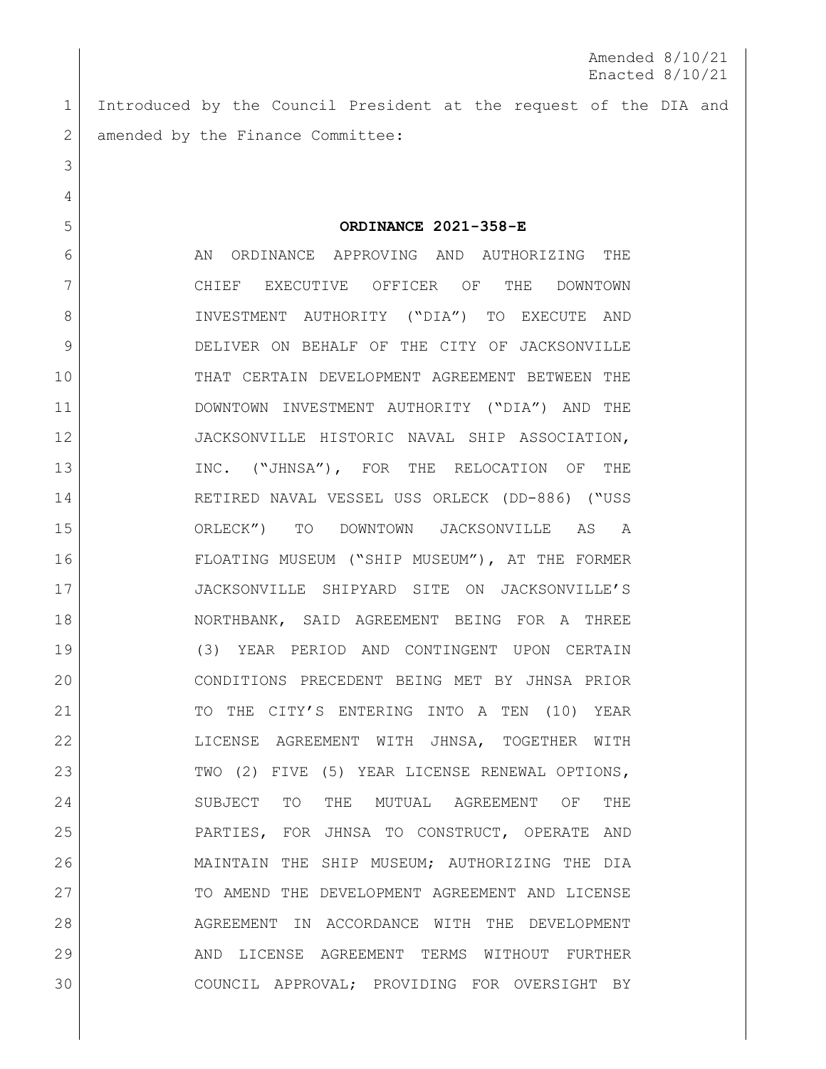Amended 8/10/21
Enacted 8/10/21

Introduced by the Council President at the request of the DIA and amended by the Finance Committee:

**ORDINANCE 2021-358-E**

AN ORDINANCE APPROVING AND AUTHORIZING THE CHIEF EXECUTIVE OFFICER OF THE DOWNTOWN INVESTMENT AUTHORITY ("DIA") TO EXECUTE AND DELIVER ON BEHALF OF THE CITY OF JACKSONVILLE THAT CERTAIN DEVELOPMENT AGREEMENT BETWEEN THE DOWNTOWN INVESTMENT AUTHORITY ("DIA") AND THE JACKSONVILLE HISTORIC NAVAL SHIP ASSOCIATION, INC. ("JHNSA"), FOR THE RELOCATION OF THE RETIRED NAVAL VESSEL USS ORLECK (DD-886) ("USS ORLECK") TO DOWNTOWN JACKSONVILLE AS A FLOATING MUSEUM ("SHIP MUSEUM"), AT THE FORMER JACKSONVILLE SHIPYARD SITE ON JACKSONVILLE'S NORTHBANK, SAID AGREEMENT BEING FOR A THREE (3) YEAR PERIOD AND CONTINGENT UPON CERTAIN CONDITIONS PRECEDENT BEING MET BY JHNSA PRIOR TO THE CITY'S ENTERING INTO A TEN (10) YEAR LICENSE AGREEMENT WITH JHNSA, TOGETHER WITH TWO (2) FIVE (5) YEAR LICENSE RENEWAL OPTIONS, SUBJECT TO THE MUTUAL AGREEMENT OF THE PARTIES, FOR JHNSA TO CONSTRUCT, OPERATE AND MAINTAIN THE SHIP MUSEUM; AUTHORIZING THE DIA TO AMEND THE DEVELOPMENT AGREEMENT AND LICENSE AGREEMENT IN ACCORDANCE WITH THE DEVELOPMENT AND LICENSE AGREEMENT TERMS WITHOUT FURTHER COUNCIL APPROVAL; PROVIDING FOR OVERSIGHT BY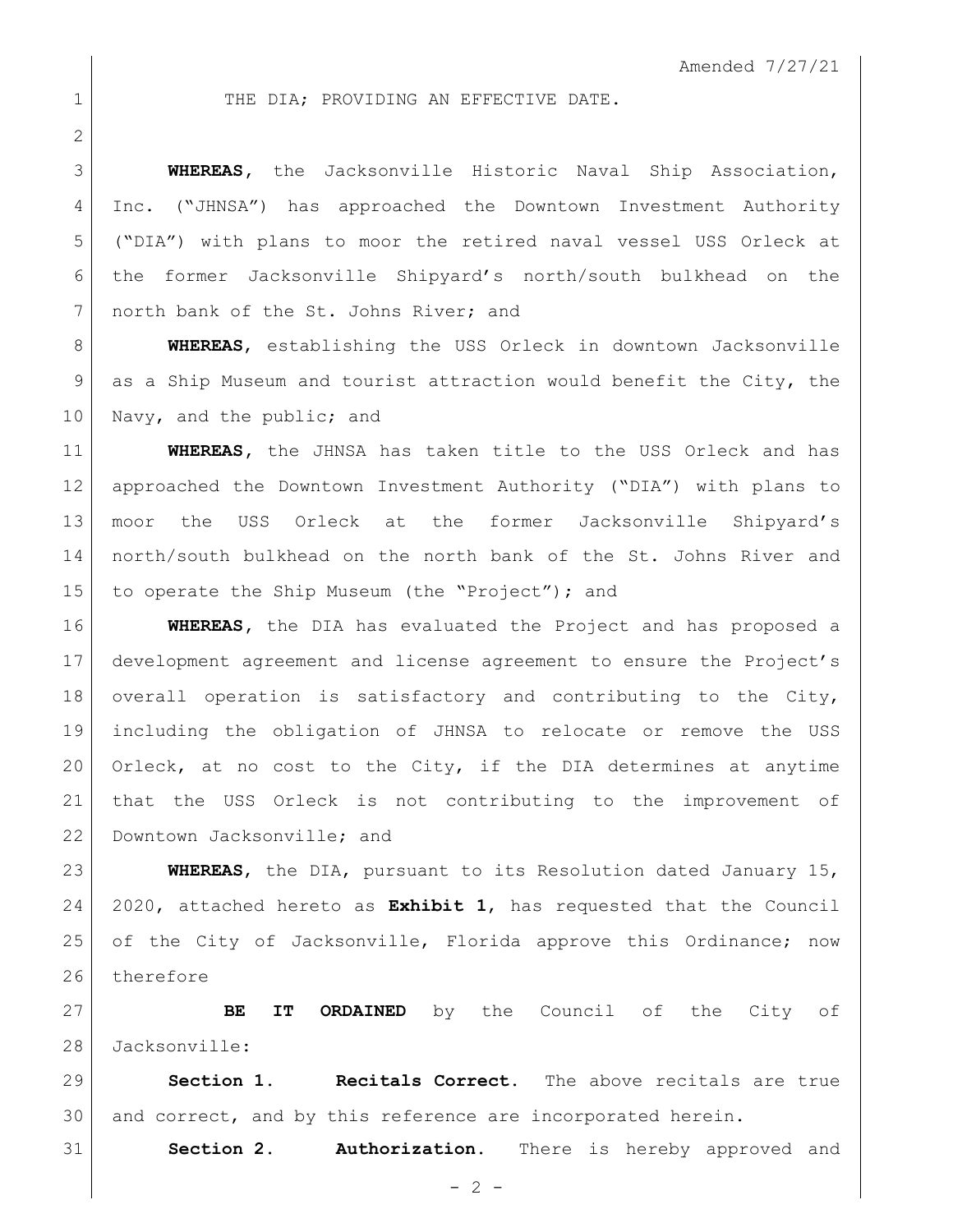Amended 7/27/21

THE DIA; PROVIDING AN EFFECTIVE DATE.

**WHEREAS**, the Jacksonville Historic Naval Ship Association, Inc. ("JHNSA") has approached the Downtown Investment Authority ("DIA") with plans to moor the retired naval vessel USS Orleck at the former Jacksonville Shipyard's north/south bulkhead on the north bank of the St. Johns River; and

**WHEREAS**, establishing the USS Orleck in downtown Jacksonville as a Ship Museum and tourist attraction would benefit the City, the Navy, and the public; and

**WHEREAS**, the JHNSA has taken title to the USS Orleck and has approached the Downtown Investment Authority ("DIA") with plans to moor the USS Orleck at the former Jacksonville Shipyard's north/south bulkhead on the north bank of the St. Johns River and to operate the Ship Museum (the "Project"); and

**WHEREAS**, the DIA has evaluated the Project and has proposed a development agreement and license agreement to ensure the Project's overall operation is satisfactory and contributing to the City, including the obligation of JHNSA to relocate or remove the USS Orleck, at no cost to the City, if the DIA determines at anytime that the USS Orleck is not contributing to the improvement of Downtown Jacksonville; and

**WHEREAS**, the DIA, pursuant to its Resolution dated January 15, 2020, attached hereto as **Exhibit 1**, has requested that the Council of the City of Jacksonville, Florida approve this Ordinance; now therefore

**BE IT ORDAINED** by the Council of the City of Jacksonville:

**Section 1. Recitals Correct.** The above recitals are true and correct, and by this reference are incorporated herein.

**Section 2. Authorization.** There is hereby approved and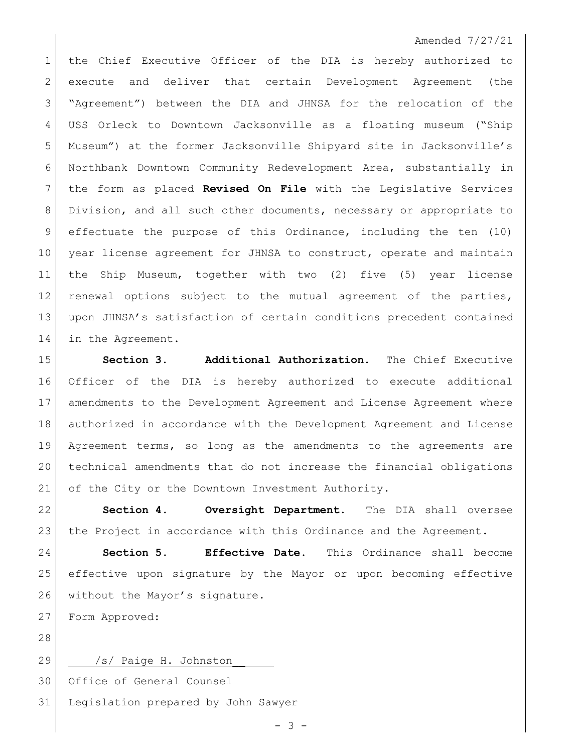Amended 7/27/21

the Chief Executive Officer of the DIA is hereby authorized to execute and deliver that certain Development Agreement (the "Agreement") between the DIA and JHNSA for the relocation of the USS Orleck to Downtown Jacksonville as a floating museum ("Ship Museum") at the former Jacksonville Shipyard site in Jacksonville's Northbank Downtown Community Redevelopment Area, substantially in the form as placed **Revised On File** with the Legislative Services Division, and all such other documents, necessary or appropriate to effectuate the purpose of this Ordinance, including the ten (10) year license agreement for JHNSA to construct, operate and maintain the Ship Museum, together with two (2) five (5) year license renewal options subject to the mutual agreement of the parties, upon JHNSA's satisfaction of certain conditions precedent contained in the Agreement.

**Section 3. Additional Authorization.** The Chief Executive Officer of the DIA is hereby authorized to execute additional amendments to the Development Agreement and License Agreement where authorized in accordance with the Development Agreement and License Agreement terms, so long as the amendments to the agreements are technical amendments that do not increase the financial obligations of the City or the Downtown Investment Authority.

**Section 4. Oversight Department.** The DIA shall oversee the Project in accordance with this Ordinance and the Agreement.

**Section 5. Effective Date.** This Ordinance shall become effective upon signature by the Mayor or upon becoming effective without the Mayor's signature.

Form Approved:

/s/ Paige H. Johnston

Office of General Counsel

Legislation prepared by John Sawyer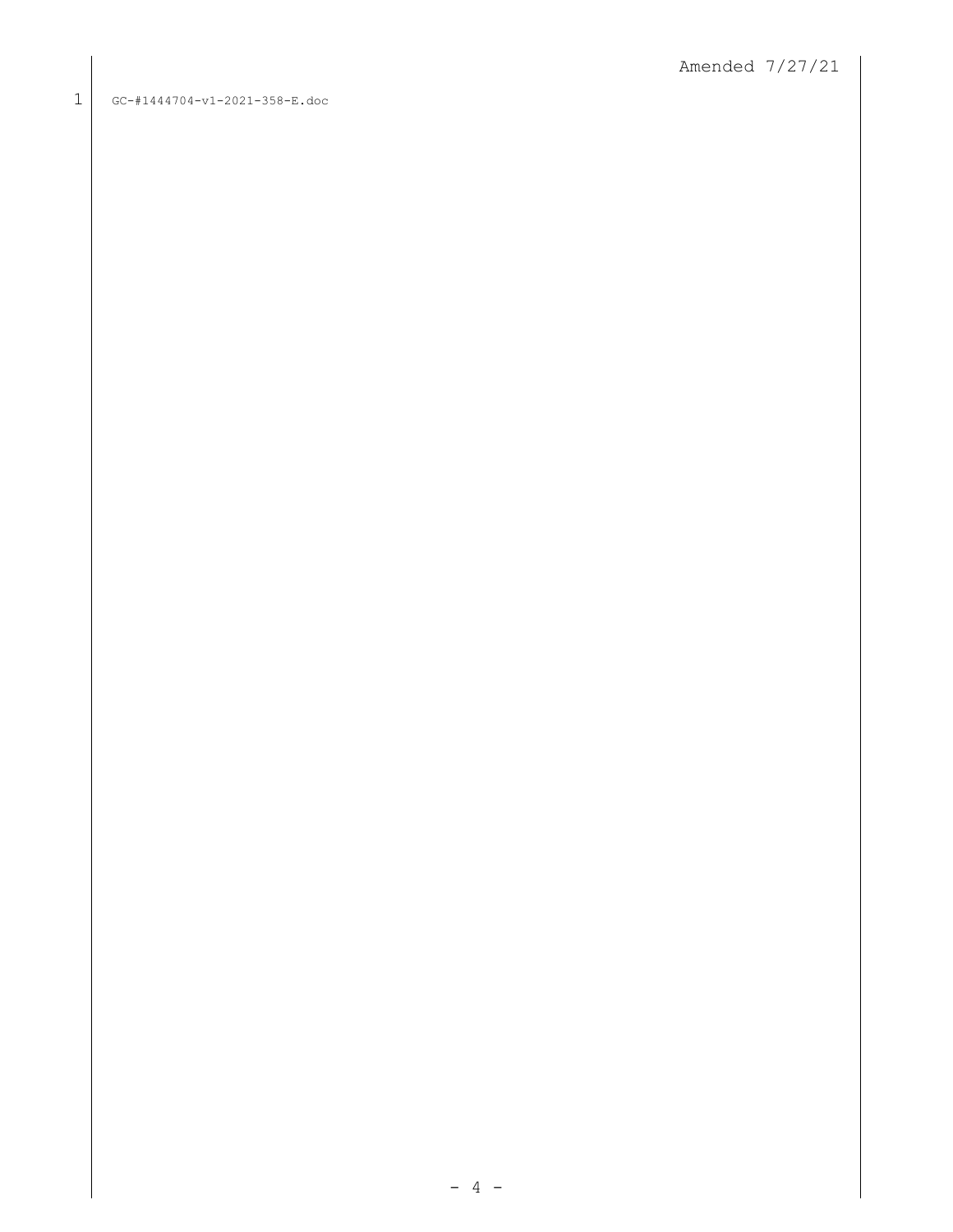GC-#1444704-v1-2021-358-E.doc